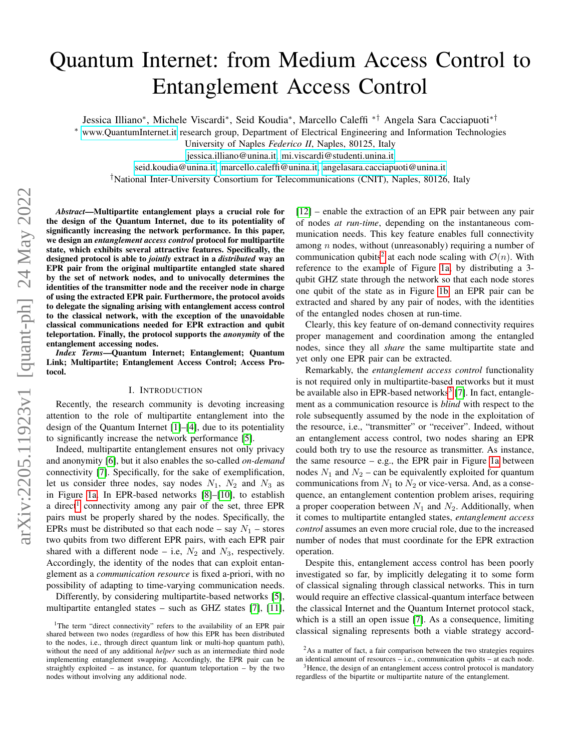# Quantum Internet: from Medium Access Control to Entanglement Access Control

Jessica Illiano*, Michele Viscardi*, Seid Koudia*, Marcello Caleffi *† Angela Sara Cacciapuoti*†

* www.QuantumInternet.it research group, Department of Electrical Engineering and Information Technologies
University of Naples *Federico II*, Naples, 80125, Italy
jessica.illiano@unina.it, mi.viscardi@studenti.unina.it,
seid.koudia@unina.it, marcello.caleffi@unina.it, angelasara.cacciapuoti@unina.it
†National Inter-University Consortium for Telecommunications (CNIT), Naples, 80126, Italy

***Abstract*—Multipartite entanglement plays a crucial role for the design of the Quantum Internet, due to its potentiality of significantly increasing the network performance. In this paper, we design an *entanglement access control* protocol for multipartite state, which exhibits several attractive features. Specifically, the designed protocol is able to *jointly* extract in a *distributed* way an EPR pair from the original multipartite entangled state shared by the set of network nodes, and to univocally determines the identities of the transmitter node and the receiver node in charge of using the extracted EPR pair. Furthermore, the protocol avoids to delegate the signaling arising with entanglement access control to the classical network, with the exception of the unavoidable classical communications needed for EPR extraction and qubit teleportation. Finally, the protocol supports the *anonymity* of the entanglement accessing nodes.**

***Index Terms*—Quantum Internet; Entanglement; Quantum Link; Multipartite; Entanglement Access Control; Access Protocol.**

## I. Introduction

Recently, the research community is devoting increasing attention to the role of multipartite entanglement into the design of the Quantum Internet [1]–[4], due to its potentiality to significantly increase the network performance [5].

Indeed, multipartite entanglement ensures not only privacy and anonymity [6], but it also enables the so-called *on-demand* connectivity [7]. Specifically, for the sake of exemplification, let us consider three nodes, say nodes $N_1$, $N_2$ and $N_3$ as in Figure 1a. In EPR-based networks [8]–[10], to establish a direct[1] connectivity among any pair of the set, three EPR pairs must be properly shared by the nodes. Specifically, the EPRs must be distributed so that each node – say $N_1$ – stores two qubits from two different EPR pairs, with each EPR pair shared with a different node – i.e, $N_2$ and $N_3$, respectively. Accordingly, the identity of the nodes that can exploit entanglement as a *communication resource* is fixed a-priori, with no possibility of adapting to time-varying communication needs.

Differently, by considering multipartite-based networks [5], multipartite entangled states – such as GHZ states [7], [11], [12] – enable the extraction of an EPR pair between any pair of nodes *at run-time*, depending on the instantaneous communication needs. This key feature enables full connectivity among $n$ nodes, without (unreasonably) requiring a number of communication qubits[2] at each node scaling with $\mathcal{O}(n)$. With reference to the example of Figure 1a, by distributing a 3-qubit GHZ state through the network so that each node stores one qubit of the state as in Figure 1b, an EPR pair can be extracted and shared by any pair of nodes, with the identities of the entangled nodes chosen at run-time.

Clearly, this key feature of on-demand connectivity requires proper management and coordination among the entangled nodes, since they all *share* the same multipartite state and yet only one EPR pair can be extracted.

Remarkably, the *entanglement access control* functionality is not required only in multipartite-based networks but it must be available also in EPR-based networks[3] [7]. In fact, entanglement as a communication resource is *blind* with respect to the role subsequently assumed by the node in the exploitation of the resource, i.e., "transmitter" or "receiver". Indeed, without an entanglement access control, two nodes sharing an EPR could both try to use the resource as transmitter. As instance, the same resource – e.g., the EPR pair in Figure 1a between nodes $N_1$ and $N_2$ – can be equivalently exploited for quantum communications from $N_1$ to $N_2$ or vice-versa. And, as a consequence, an entanglement contention problem arises, requiring a proper cooperation between $N_1$ and $N_2$. Additionally, when it comes to multipartite entangled states, *entanglement access control* assumes an even more crucial role, due to the increased number of nodes that must coordinate for the EPR extraction operation.

Despite this, entanglement access control has been poorly investigated so far, by implicitly delegating it to some form of classical signaling through classical networks. This in turn would require an effective classical-quantum interface between the classical Internet and the Quantum Internet protocol stack, which is a still an open issue [7]. As a consequence, limiting classical signaling represents both a viable strategy accord-

[1] The term "direct connectivity" refers to the availability of an EPR pair shared between two nodes (regardless of how this EPR has been distributed to the nodes, i.e., through direct quantum link or multi-hop quantum path), without the need of any additional *helper* such as an intermediate third node implementing entanglement swapping. Accordingly, the EPR pair can be straightly exploited – as instance, for quantum teleportation – by the two nodes without involving any additional node.

[2] As a matter of fact, a fair comparison between the two strategies requires an identical amount of resources – i.e., communication qubits – at each node.

[3] Hence, the design of an entanglement access control protocol is mandatory regardless of the bipartite or multipartite nature of the entanglement.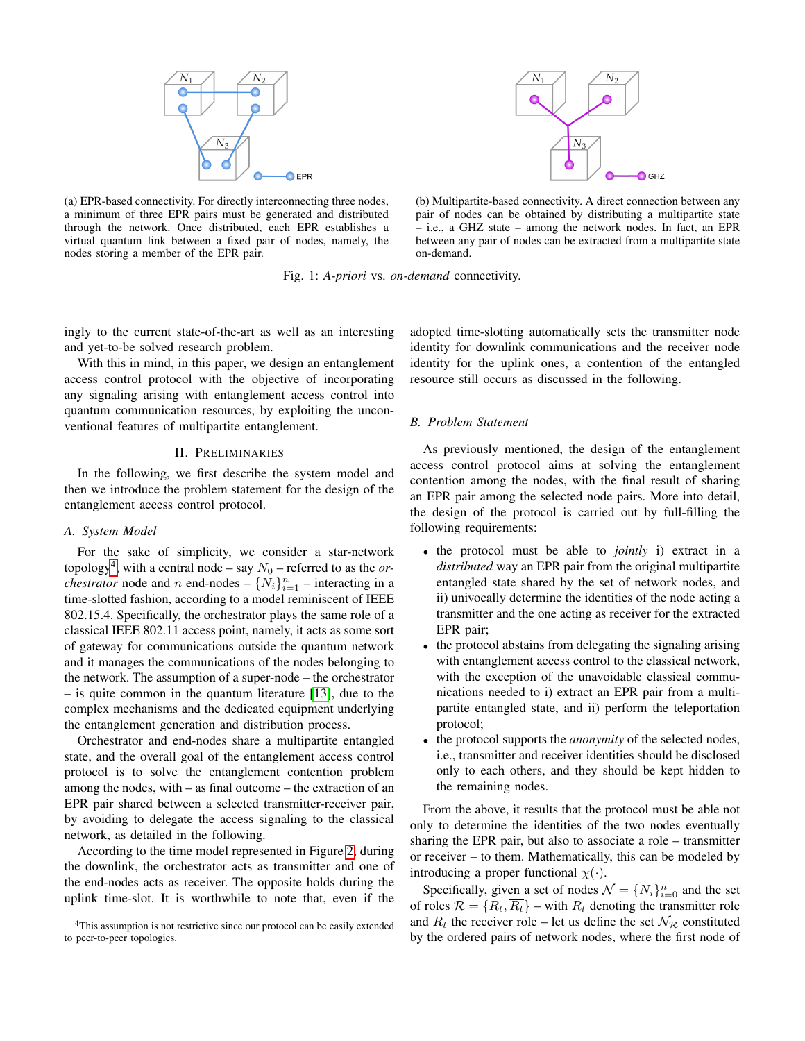(a) EPR-based connectivity. For directly interconnecting three nodes, a minimum of three EPR pairs must be generated and distributed through the network. Once distributed, each EPR establishes a virtual quantum link between a fixed pair of nodes, namely, the nodes storing a member of the EPR pair.

(b) Multipartite-based connectivity. A direct connection between any pair of nodes can be obtained by distributing a multipartite state – i.e., a GHZ state – among the network nodes. In fact, an EPR between any pair of nodes can be extracted from a multipartite state on-demand.

Fig. 1: *A-priori* vs. *on-demand* connectivity.

ingly to the current state-of-the-art as well as an interesting and yet-to-be solved research problem.

With this in mind, in this paper, we design an entanglement access control protocol with the objective of incorporating any signaling arising with entanglement access control into quantum communication resources, by exploiting the unconventional features of multipartite entanglement.

## II. Preliminaries

In the following, we first describe the system model and then we introduce the problem statement for the design of the entanglement access control protocol.

### A. System Model

For the sake of simplicity, we consider a star-network topology[4], with a central node – say $N_0$ – referred to as the *orchestrator* node and $n$ end-nodes – $\{N_i\}_{i=1}^n$ – interacting in a time-slotted fashion, according to a model reminiscent of IEEE 802.15.4. Specifically, the orchestrator plays the same role of a classical IEEE 802.11 access point, namely, it acts as some sort of gateway for communications outside the quantum network and it manages the communications of the nodes belonging to the network. The assumption of a super-node – the orchestrator – is quite common in the quantum literature [13], due to the complex mechanisms and the dedicated equipment underlying the entanglement generation and distribution process.

Orchestrator and end-nodes share a multipartite entangled state, and the overall goal of the entanglement access control protocol is to solve the entanglement contention problem among the nodes, with – as final outcome – the extraction of an EPR pair shared between a selected transmitter-receiver pair, by avoiding to delegate the access signaling to the classical network, as detailed in the following.

According to the time model represented in Figure 2, during the downlink, the orchestrator acts as transmitter and one of the end-nodes acts as receiver. The opposite holds during the uplink time-slot. It is worthwhile to note that, even if the adopted time-slotting automatically sets the transmitter node identity for downlink communications and the receiver node identity for the uplink ones, a contention of the entangled resource still occurs as discussed in the following.

[4]This assumption is not restrictive since our protocol can be easily extended to peer-to-peer topologies.

### B. Problem Statement

As previously mentioned, the design of the entanglement access control protocol aims at solving the entanglement contention among the nodes, with the final result of sharing an EPR pair among the selected node pairs. More into detail, the design of the protocol is carried out by full-filling the following requirements:

- the protocol must be able to *jointly* i) extract in a *distributed* way an EPR pair from the original multipartite entangled state shared by the set of network nodes, and ii) univocally determine the identities of the node acting a transmitter and the one acting as receiver for the extracted EPR pair;
- the protocol abstains from delegating the signaling arising with entanglement access control to the classical network, with the exception of the unavoidable classical communications needed to i) extract an EPR pair from a multipartite entangled state, and ii) perform the teleportation protocol;
- the protocol supports the *anonymity* of the selected nodes, i.e., transmitter and receiver identities should be disclosed only to each others, and they should be kept hidden to the remaining nodes.

From the above, it results that the protocol must be able not only to determine the identities of the two nodes eventually sharing the EPR pair, but also to associate a role – transmitter or receiver – to them. Mathematically, this can be modeled by introducing a proper functional $\chi(\cdot)$.

Specifically, given a set of nodes $\mathcal{N} = \{N_i\}_{i=0}^n$ and the set of roles $\mathcal{R} = \{R_t, \overline{R_t}\}$ – with $R_t$ denoting the transmitter role and $\overline{R_t}$ the receiver role – let us define the set $\mathcal{N}_\mathcal{R}$ constituted by the ordered pairs of network nodes, where the first node of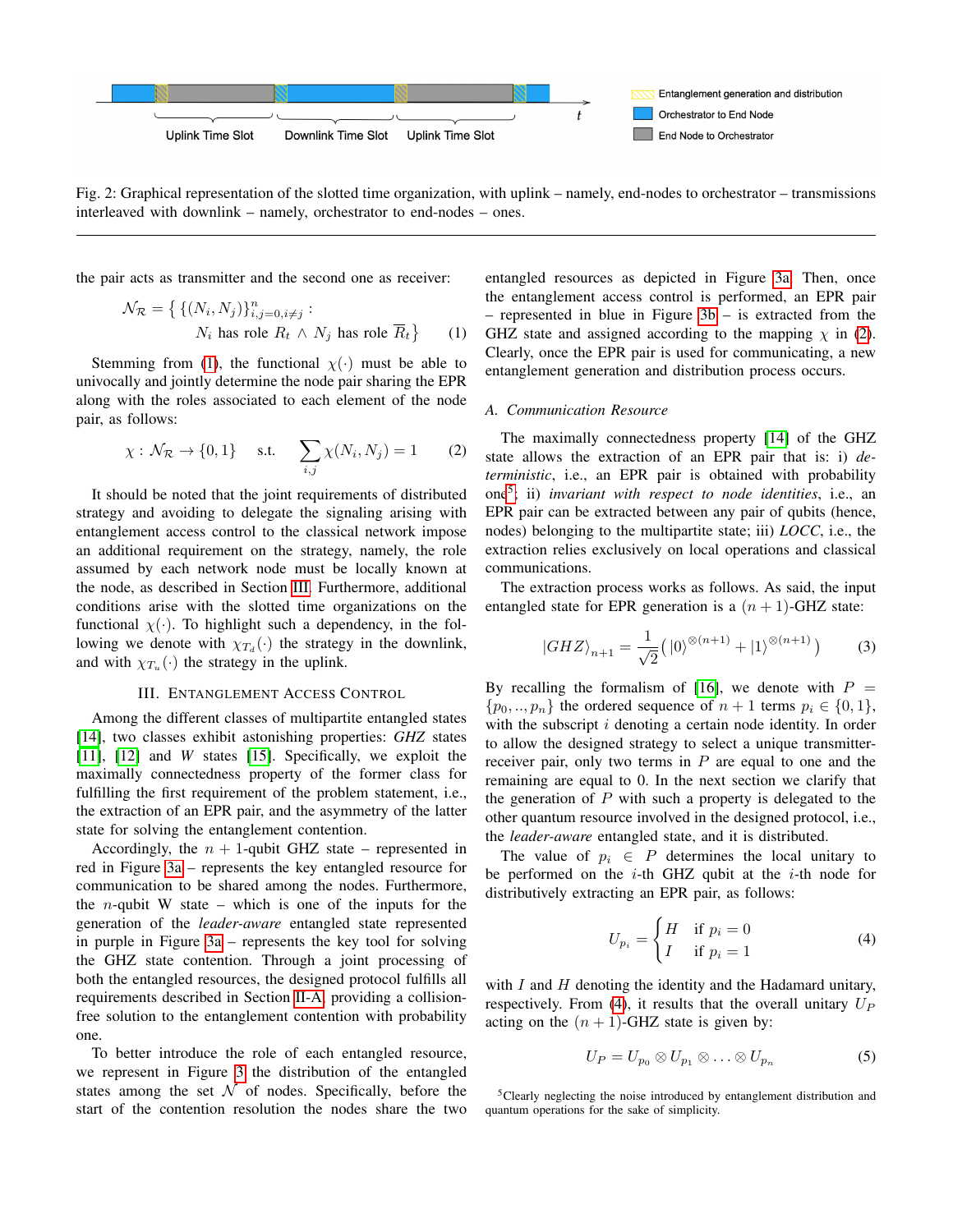Uplink Time Slot   Downlink Time Slot   Uplink Time Slot

Entanglement generation and distribution
Orchestrator to End Node
End Node to Orchestrator

Fig. 2: Graphical representation of the slotted time organization, with uplink – namely, end-nodes to orchestrator – transmissions interleaved with downlink – namely, orchestrator to end-nodes – ones.

the pair acts as transmitter and the second one as receiver:

$$\mathcal{N}_{\mathcal{R}} = \left\{ \{(N_i, N_j)\}_{i,j=0, i\neq j}^{n} : N_i \text{ has role } R_t \wedge N_j \text{ has role } \overline{R}_t \right\} \tag{1}$$

Stemming from (1), the functional $\chi(\cdot)$ must be able to univocally and jointly determine the node pair sharing the EPR along with the roles associated to each element of the node pair, as follows:

$$\chi : \mathcal{N}_{\mathcal{R}} \rightarrow \{0, 1\} \quad \text{s.t.} \quad \sum_{i,j} \chi(N_i, N_j) = 1 \tag{2}$$

It should be noted that the joint requirements of distributed strategy and avoiding to delegate the signaling arising with entanglement access control to the classical network impose an additional requirement on the strategy, namely, the role assumed by each network node must be locally known at the node, as described in Section III. Furthermore, additional conditions arise with the slotted time organizations on the functional $\chi(\cdot)$. To highlight such a dependency, in the following we denote with $\chi_{T_d}(\cdot)$ the strategy in the downlink, and with $\chi_{T_u}(\cdot)$ the strategy in the uplink.

## III. Entanglement Access Control

Among the different classes of multipartite entangled states [14], two classes exhibit astonishing properties: *GHZ* states [11], [12] and *W* states [15]. Specifically, we exploit the maximally connectedness property of the former class for fulfilling the first requirement of the problem statement, i.e., the extraction of an EPR pair, and the asymmetry of the latter state for solving the entanglement contention.

Accordingly, the $n+1$-qubit GHZ state – represented in red in Figure 3a – represents the key entangled resource for communication to be shared among the nodes. Furthermore, the $n$-qubit W state – which is one of the inputs for the generation of the *leader-aware* entangled state represented in purple in Figure 3a – represents the key tool for solving the GHZ state contention. Through a joint processing of both the entangled resources, the designed protocol fulfills all requirements described in Section II-A, providing a collision-free solution to the entanglement contention with probability one.

To better introduce the role of each entangled resource, we represent in Figure 3 the distribution of the entangled states among the set $\mathcal{N}$ of nodes. Specifically, before the start of the contention resolution the nodes share the two entangled resources as depicted in Figure 3a. Then, once the entanglement access control is performed, an EPR pair – represented in blue in Figure 3b – is extracted from the GHZ state and assigned according to the mapping $\chi$ in (2). Clearly, once the EPR pair is used for communicating, a new entanglement generation and distribution process occurs.

### A. Communication Resource

The maximally connectedness property [14] of the GHZ state allows the extraction of an EPR pair that is: i) *deterministic*, i.e., an EPR pair is obtained with probability one[5]; ii) *invariant with respect to node identities*, i.e., an EPR pair can be extracted between any pair of qubits (hence, nodes) belonging to the multipartite state; iii) *LOCC*, i.e., the extraction relies exclusively on local operations and classical communications.

The extraction process works as follows. As said, the input entangled state for EPR generation is a $(n+1)$-GHZ state:

$$|GHZ\rangle_{n+1} = \frac{1}{\sqrt{2}}\left( |0\rangle^{\otimes(n+1)} + |1\rangle^{\otimes(n+1)} \right) \tag{3}$$

By recalling the formalism of [16], we denote with $P = \{p_0, .., p_n\}$ the ordered sequence of $n+1$ terms $p_i \in \{0, 1\}$, with the subscript $i$ denoting a certain node identity. In order to allow the designed strategy to select a unique transmitter-receiver pair, only two terms in $P$ are equal to one and the remaining are equal to 0. In the next section we clarify that the generation of $P$ with such a property is delegated to the other quantum resource involved in the designed protocol, i.e., the *leader-aware* entangled state, and it is distributed.

The value of $p_i \in P$ determines the local unitary to be performed on the $i$-th GHZ qubit at the $i$-th node for distributively extracting an EPR pair, as follows:

$$U_{p_i} = \begin{cases} H & \text{if } p_i = 0 \\ I & \text{if } p_i = 1 \end{cases} \tag{4}$$

with $I$ and $H$ denoting the identity and the Hadamard unitary, respectively. From (4), it results that the overall unitary $U_P$ acting on the $(n+1)$-GHZ state is given by:

$$U_P = U_{p_0} \otimes U_{p_1} \otimes \ldots \otimes U_{p_n} \tag{5}$$

[5] Clearly neglecting the noise introduced by entanglement distribution and quantum operations for the sake of simplicity.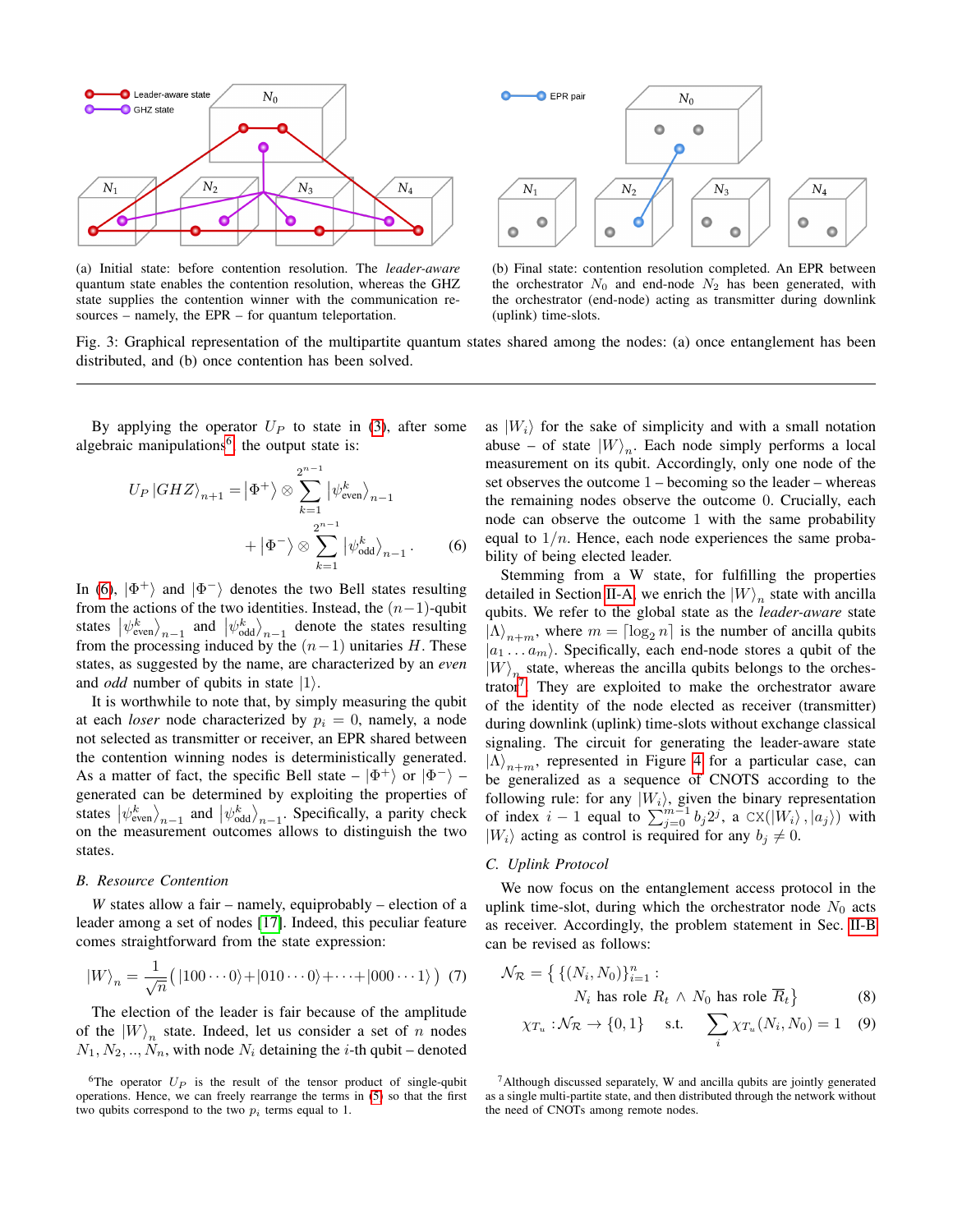(a) Initial state: before contention resolution. The *leader-aware* quantum state enables the contention resolution, whereas the GHZ state supplies the contention winner with the communication resources – namely, the EPR – for quantum teleportation.

(b) Final state: contention resolution completed. An EPR between the orchestrator $N_0$ and end-node $N_2$ has been generated, with the orchestrator (end-node) acting as transmitter during downlink (uplink) time-slots.

Fig. 3: Graphical representation of the multipartite quantum states shared among the nodes: (a) once entanglement has been distributed, and (b) once contention has been solved.

By applying the operator $U_P$ to state in (3), after some algebraic manipulations[6] the output state is:

$$U_P \left|GHZ\right\rangle_{n+1} = \left|\Phi^+\right\rangle \otimes \sum_{k=1}^{2^{n-1}} \left|\psi^k_{\text{even}}\right\rangle_{n-1} + \left|\Phi^-\right\rangle \otimes \sum_{k=1}^{2^{n-1}} \left|\psi^k_{\text{odd}}\right\rangle_{n-1}. \quad (6)$$

In (6), $\left|\Phi^+\right\rangle$ and $\left|\Phi^-\right\rangle$ denotes the two Bell states resulting from the actions of the two identities. Instead, the $(n-1)$-qubit states $\left|\psi^k_{\text{even}}\right\rangle_{n-1}$ and $\left|\psi^k_{\text{odd}}\right\rangle_{n-1}$ denote the states resulting from the processing induced by the $(n-1)$ unitaries $H$. These states, as suggested by the name, are characterized by an *even* and *odd* number of qubits in state $\left|1\right\rangle$.

It is worthwhile to note that, by simply measuring the qubit at each *loser* node characterized by $p_i = 0$, namely, a node not selected as transmitter or receiver, an EPR shared between the contention winning nodes is deterministically generated. As a matter of fact, the specific Bell state – $\left|\Phi^+\right\rangle$ or $\left|\Phi^-\right\rangle$ – generated can be determined by exploiting the properties of states $\left|\psi^k_{\text{even}}\right\rangle_{n-1}$ and $\left|\psi^k_{\text{odd}}\right\rangle_{n-1}$. Specifically, a parity check on the measurement outcomes allows to distinguish the two states.

### B. Resource Contention

*W* states allow a fair – namely, equiprobably – election of a leader among a set of nodes [17]. Indeed, this peculiar feature comes straightforward from the state expression:

$$\left|W\right\rangle_n = \frac{1}{\sqrt{n}}\left(\left|100\cdots0\right\rangle + \left|010\cdots0\right\rangle + \cdots + \left|000\cdots1\right\rangle\right) \quad (7)$$

The election of the leader is fair because of the amplitude of the $\left|W\right\rangle_n$ state. Indeed, let us consider a set of $n$ nodes $N_1, N_2, .., N_n$, with node $N_i$ detaining the $i$-th qubit – denoted as $\left|W_i\right\rangle$ for the sake of simplicity and with a small notation abuse – of state $\left|W\right\rangle_n$. Each node simply performs a local measurement on its qubit. Accordingly, only one node of the set observes the outcome 1 – becoming so the leader – whereas the remaining nodes observe the outcome 0. Crucially, each node can observe the outcome 1 with the same probability equal to $1/n$. Hence, each node experiences the same probability of being elected leader.

Stemming from a W state, for fulfilling the properties detailed in Section II-A, we enrich the $\left|W\right\rangle_n$ state with ancilla qubits. We refer to the global state as the *leader-aware* state $\left|\Lambda\right\rangle_{n+m}$, where $m = \lceil \log_2 n \rceil$ is the number of ancilla qubits $\left|a_1 \dots a_m\right\rangle$. Specifically, each end-node stores a qubit of the $\left|W\right\rangle_n$ state, whereas the ancilla qubits belongs to the orchestrator[7]. They are exploited to make the orchestrator aware of the identity of the node elected as receiver (transmitter) during downlink (uplink) time-slots without exchange classical signaling. The circuit for generating the leader-aware state $\left|\Lambda\right\rangle_{n+m}$, represented in Figure 4 for a particular case, can be generalized as a sequence of CNOTS according to the following rule: for any $\left|W_i\right\rangle$, given the binary representation of index $i-1$ equal to $\sum_{j=0}^{m-1} b_j 2^j$, a $\text{CX}(\left|W_i\right\rangle, \left|a_j\right\rangle)$ with $\left|W_i\right\rangle$ acting as control is required for any $b_j \neq 0$.

### C. Uplink Protocol

We now focus on the entanglement access protocol in the uplink time-slot, during which the orchestrator node $N_0$ acts as receiver. Accordingly, the problem statement in Sec. II-B can be revised as follows:

$$\mathcal{N}_{\mathcal{R}} = \left\{ \{(N_i, N_0)\}_{i=1}^n : N_i \text{ has role } R_t \wedge N_0 \text{ has role } \overline{R}_t \right\} \quad (8)$$

$$\chi_{T_u} : \mathcal{N}_{\mathcal{R}} \to \{0, 1\} \quad \text{s.t.} \quad \sum_i \chi_{T_u}(N_i, N_0) = 1 \quad (9)$$

[6] The operator $U_P$ is the result of the tensor product of single-qubit operations. Hence, we can freely rearrange the terms in (5) so that the first two qubits correspond to the two $p_i$ terms equal to 1.

[7] Although discussed separately, W and ancilla qubits are jointly generated as a single multi-partite state, and then distributed through the network without the need of CNOTs among remote nodes.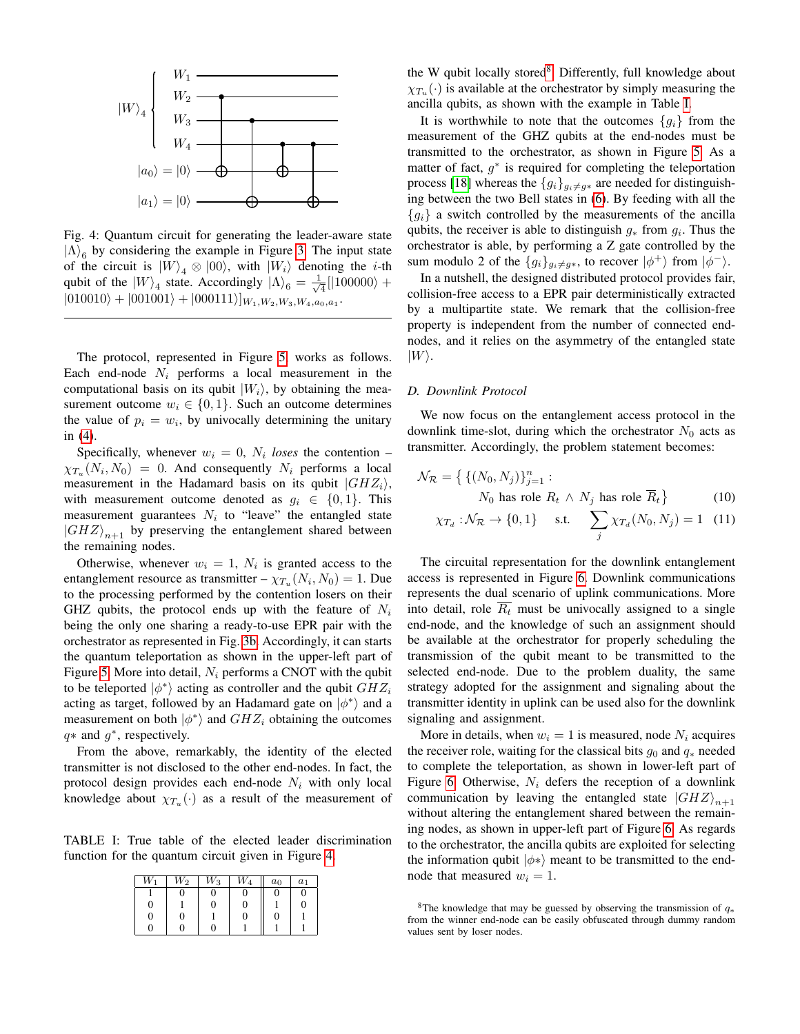Fig. 4: Quantum circuit for generating the leader-aware state $|\Lambda\rangle_6$ by considering the example in Figure 3. The input state of the circuit is $|W\rangle_4 \otimes |00\rangle$, with $|W_i\rangle$ denoting the $i$-th qubit of the $|W\rangle_4$ state. Accordingly $|\Lambda\rangle_6 = \frac{1}{\sqrt{4}}[|100000\rangle + |010010\rangle + |001001\rangle + |000111\rangle]_{W_1,W_2,W_3,W_4,a_0,a_1}$.

The protocol, represented in Figure 5, works as follows. Each end-node $N_i$ performs a local measurement in the computational basis on its qubit $|W_i\rangle$, by obtaining the measurement outcome $w_i \in \{0, 1\}$. Such an outcome determines the value of $p_i = w_i$, by univocally determining the unitary in (4).

Specifically, whenever $w_i = 0$, $N_i$ *loses* the contention – $\chi_{T_u}(N_i, N_0) = 0$. And consequently $N_i$ performs a local measurement in the Hadamard basis on its qubit $|GHZ_i\rangle$, with measurement outcome denoted as $g_i \in \{0, 1\}$. This measurement guarantees $N_i$ to "leave" the entangled state $|GHZ\rangle_{n+1}$ by preserving the entanglement shared between the remaining nodes.

Otherwise, whenever $w_i = 1$, $N_i$ is granted access to the entanglement resource as transmitter – $\chi_{T_u}(N_i, N_0) = 1$. Due to the processing performed by the contention losers on their GHZ qubits, the protocol ends up with the feature of $N_i$ being the only one sharing a ready-to-use EPR pair with the orchestrator as represented in Fig. 3b. Accordingly, it can starts the quantum teleportation as shown in the upper-left part of Figure 5. More into detail, $N_i$ performs a CNOT with the qubit to be teleported $|\phi^*\rangle$ acting as controller and the qubit $GHZ_i$ acting as target, followed by an Hadamard gate on $|\phi^*\rangle$ and a measurement on both $|\phi^*\rangle$ and $GHZ_i$ obtaining the outcomes $q*$ and $g^*$, respectively.

From the above, remarkably, the identity of the elected transmitter is not disclosed to the other end-nodes. In fact, the protocol design provides each end-node $N_i$ with only local knowledge about $\chi_{T_u}(\cdot)$ as a result of the measurement of the W qubit locally stored[8]. Differently, full knowledge about $\chi_{T_u}(\cdot)$ is available at the orchestrator by simply measuring the ancilla qubits, as shown with the example in Table I.

TABLE I: True table of the elected leader discrimination function for the quantum circuit given in Figure 4.

| $W_1$ | $W_2$ | $W_3$ | $W_4$ | $a_0$ | $a_1$ |
|---|---|---|---|---|---|
| 1 | 0 | 0 | 0 | 0 | 0 |
| 0 | 1 | 0 | 0 | 1 | 0 |
| 0 | 0 | 1 | 0 | 0 | 1 |
| 0 | 0 | 0 | 1 | 1 | 1 |

It is worthwhile to note that the outcomes $\{g_i\}$ from the measurement of the GHZ qubits at the end-nodes must be transmitted to the orchestrator, as shown in Figure 5. As a matter of fact, $g^*$ is required for completing the teleportation process [18] whereas the $\{g_i\}_{g_i \neq g*}$ are needed for distinguishing between the two Bell states in (6). By feeding with all the $\{g_i\}$ a switch controlled by the measurements of the ancilla qubits, the receiver is able to distinguish $g_*$ from $g_i$. Thus the orchestrator is able, by performing a Z gate controlled by the sum modulo 2 of the $\{g_i\}_{g_i \neq g*}$, to recover $|\phi^+\rangle$ from $|\phi^-\rangle$.

In a nutshell, the designed distributed protocol provides fair, collision-free access to a EPR pair deterministically extracted by a multipartite state. We remark that the collision-free property is independent from the number of connected end-nodes, and it relies on the asymmetry of the entangled state $|W\rangle$.

### D. Downlink Protocol

We now focus on the entanglement access protocol in the downlink time-slot, during which the orchestrator $N_0$ acts as transmitter. Accordingly, the problem statement becomes:

$$\mathcal{N}_{\mathcal{R}} = \Big\{ \{(N_0, N_j)\}_{j=1}^{n} : N_0 \text{ has role } R_t \wedge N_j \text{ has role } \overline{R}_t \Big\} \tag{10}$$

$$\chi_{T_d} : \mathcal{N}_{\mathcal{R}} \to \{0, 1\} \quad \text{s.t.} \quad \sum_j \chi_{T_d}(N_0, N_j) = 1 \tag{11}$$

The circuital representation for the downlink entanglement access is represented in Figure 6. Downlink communications represents the dual scenario of uplink communications. More into detail, role $\overline{R_t}$ must be univocally assigned to a single end-node, and the knowledge of such an assignment should be available at the orchestrator for properly scheduling the transmission of the qubit meant to be transmitted to the selected end-node. Due to the problem duality, the same strategy adopted for the assignment and signaling about the transmitter identity in uplink can be used also for the downlink signaling and assignment.

More in details, when $w_i = 1$ is measured, node $N_i$ acquires the receiver role, waiting for the classical bits $g_0$ and $q_*$ needed to complete the teleportation, as shown in lower-left part of Figure 6. Otherwise, $N_i$ defers the reception of a downlink communication by leaving the entangled state $|GHZ\rangle_{n+1}$ without altering the entanglement shared between the remaining nodes, as shown in upper-left part of Figure 6. As regards to the orchestrator, the ancilla qubits are exploited for selecting the information qubit $|\phi*\rangle$ meant to be transmitted to the end-node that measured $w_i = 1$.

[8] The knowledge that may be guessed by observing the transmission of $q_*$ from the winner end-node can be easily obfuscated through dummy random values sent by loser nodes.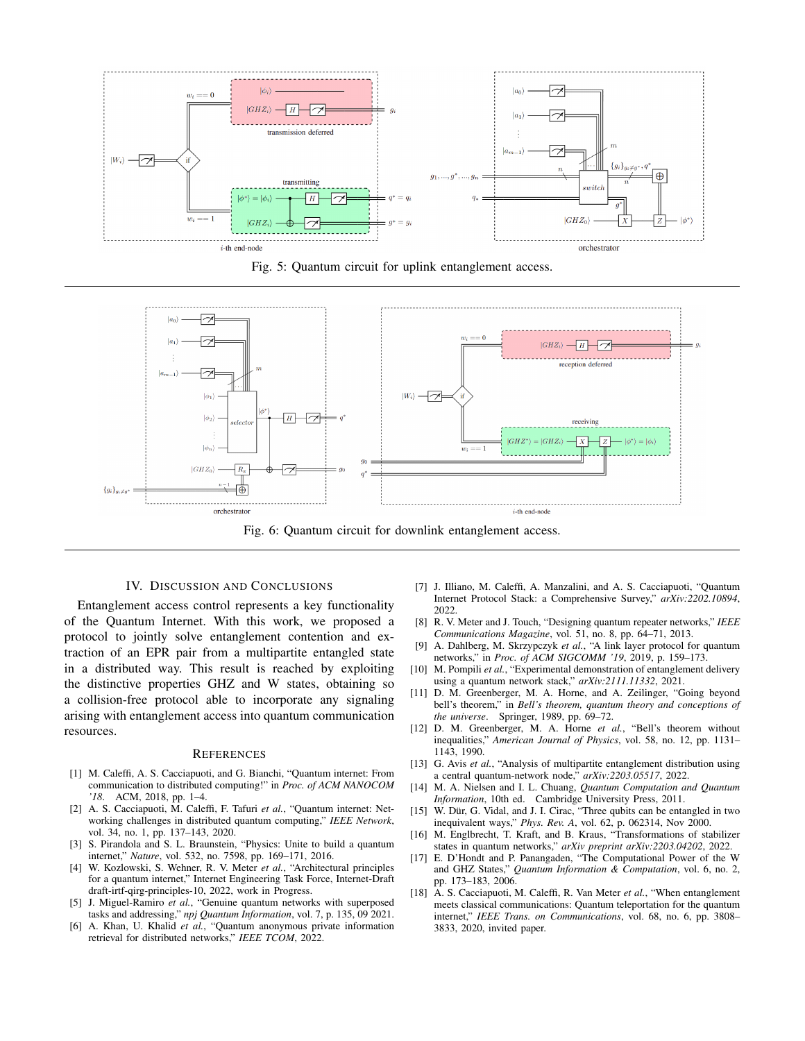Fig. 5: Quantum circuit for uplink entanglement access.

Fig. 6: Quantum circuit for downlink entanglement access.

## IV. Discussion and Conclusions

Entanglement access control represents a key functionality of the Quantum Internet. With this work, we proposed a protocol to jointly solve entanglement contention and extraction of an EPR pair from a multipartite entangled state in a distributed way. This result is reached by exploiting the distinctive properties GHZ and W states, obtaining so a collision-free protocol able to incorporate any signaling arising with entanglement access into quantum communication resources.

## References

[1] M. Caleffi, A. S. Cacciapuoti, and G. Bianchi, "Quantum internet: From communication to distributed computing!" in *Proc. of ACM NANOCOM '18*. ACM, 2018, pp. 1–4.

[2] A. S. Cacciapuoti, M. Caleffi, F. Tafuri *et al.*, "Quantum internet: Networking challenges in distributed quantum computing," *IEEE Network*, vol. 34, no. 1, pp. 137–143, 2020.

[3] S. Pirandola and S. L. Braunstein, "Physics: Unite to build a quantum internet," *Nature*, vol. 532, no. 7598, pp. 169–171, 2016.

[4] W. Kozlowski, S. Wehner, R. V. Meter *et al.*, "Architectural principles for a quantum internet," Internet Engineering Task Force, Internet-Draft draft-irtf-qirg-principles-10, 2022, work in Progress.

[5] J. Miguel-Ramiro *et al.*, "Genuine quantum networks with superposed tasks and addressing," *npj Quantum Information*, vol. 7, p. 135, 09 2021.

[6] A. Khan, U. Khalid *et al.*, "Quantum anonymous private information retrieval for distributed networks," *IEEE TCOM*, 2022.

[7] J. Illiano, M. Caleffi, A. Manzalini, and A. S. Cacciapuoti, "Quantum Internet Protocol Stack: a Comprehensive Survey," *arXiv:2202.10894*, 2022.

[8] R. V. Meter and J. Touch, "Designing quantum repeater networks," *IEEE Communications Magazine*, vol. 51, no. 8, pp. 64–71, 2013.

[9] A. Dahlberg, M. Skrzypczyk *et al.*, "A link layer protocol for quantum networks," in *Proc. of ACM SIGCOMM '19*, 2019, p. 159–173.

[10] M. Pompili *et al.*, "Experimental demonstration of entanglement delivery using a quantum network stack," *arXiv:2111.11332*, 2021.

[11] D. M. Greenberger, M. A. Horne, and A. Zeilinger, "Going beyond bell's theorem," in *Bell's theorem, quantum theory and conceptions of the universe*. Springer, 1989, pp. 69–72.

[12] D. M. Greenberger, M. A. Horne *et al.*, "Bell's theorem without inequalities," *American Journal of Physics*, vol. 58, no. 12, pp. 1131–1143, 1990.

[13] G. Avis *et al.*, "Analysis of multipartite entanglement distribution using a central quantum-network node," *arXiv:2203.05517*, 2022.

[14] M. A. Nielsen and I. L. Chuang, *Quantum Computation and Quantum Information*, 10th ed. Cambridge University Press, 2011.

[15] W. Dür, G. Vidal, and J. I. Cirac, "Three qubits can be entangled in two inequivalent ways," *Phys. Rev. A*, vol. 62, p. 062314, Nov 2000.

[16] M. Englbrecht, T. Kraft, and B. Kraus, "Transformations of stabilizer states in quantum networks," *arXiv preprint arXiv:2203.04202*, 2022.

[17] E. D'Hondt and P. Panangaden, "The Computational Power of the W and GHZ States," *Quantum Information & Computation*, vol. 6, no. 2, pp. 173–183, 2006.

[18] A. S. Cacciapuoti, M. Caleffi, R. Van Meter *et al.*, "When entanglement meets classical communications: Quantum teleportation for the quantum internet," *IEEE Trans. on Communications*, vol. 68, no. 6, pp. 3808–3833, 2020, invited paper.